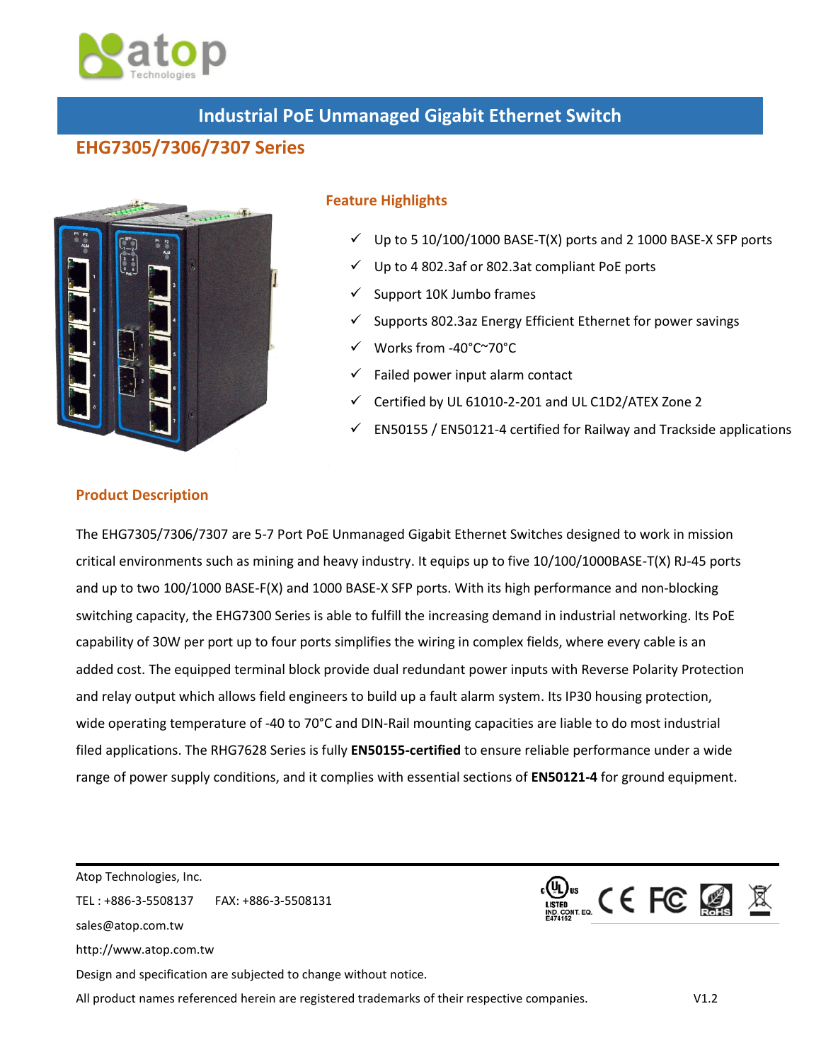# Industrial PoE Unmanaged Gigabit Ethernet Switch

## EHG7305/7306/7307 Series

### Feature Highlights

- ✓ Up to 5 10/100/1000 BASE-T(X) ports and 2 1000 BASE-X SFP ports
- ✓ Up to 4 802.3af or 802.3at compliant PoE ports
- ✓ Support 10K Jumbo frames
- ✓ Supports 802.3az Energy Efficient Ethernet for power savings
- ✓ Works from -40°C~70°C
- ✓ Failed power input alarm contact
- ✓ Certified by UL 61010-2-201 and UL C1D2/ATEX Zone 2
- ✓ EN50155 / EN50121-4 certified for Railway and Trackside applications

### Product Description

The EHG7305/7306/7307 are 5-7 Port PoE Unmanaged Gigabit Ethernet Switches designed to work in mission critical environments such as mining and heavy industry. It equips up to five 10/100/1000BASE-T(X) RJ-45 ports and up to two 100/1000 BASE-F(X) and 1000 BASE-X SFP ports. With its high performance and non-blocking switching capacity, the EHG7300 Series is able to fulfill the increasing demand in industrial networking. Its PoE capability of 30W per port up to four ports simplifies the wiring in complex fields, where every cable is an added cost. The equipped terminal block provide dual redundant power inputs with Reverse Polarity Protection and relay output which allows field engineers to build up a fault alarm system. Its IP30 housing protection, wide operating temperature of -40 to 70°C and DIN-Rail mounting capacities are liable to do most industrial filed applications. The RHG7628 Series is fully **EN50155-certified** to ensure reliable performance under a wide range of power supply conditions, and it complies with essential sections of **EN50121-4** for ground equipment.

Atop Technologies, Inc.

TEL : +886-3-5508137 FAX: +886-3-5508131

sales@atop.com.tw

http://www.atop.com.tw

Design and specification are subjected to change without notice.

All product names referenced herein are registered trademarks of their respective companies.

V1.2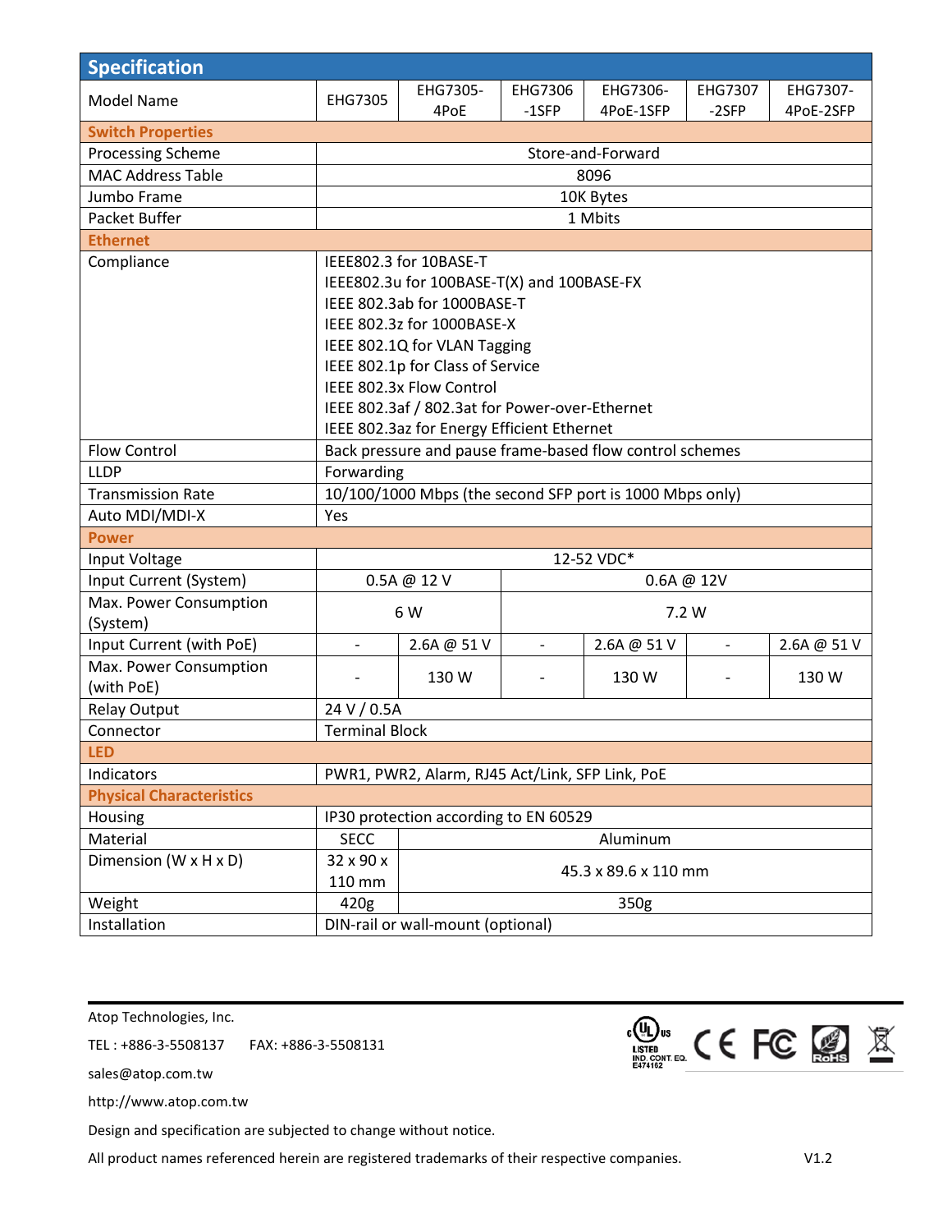## Specification

| Model Name | EHG7305 | EHG7305-4PoE | EHG7306-1SFP | EHG7306-4PoE-1SFP | EHG7307-2SFP | EHG7307-4PoE-2SFP |
|---|---|---|---|---|---|---|
| **Switch Properties** | | | | | | |
| Processing Scheme | Store-and-Forward | | | | | |
| MAC Address Table | 8096 | | | | | |
| Jumbo Frame | 10K Bytes | | | | | |
| Packet Buffer | 1 Mbits | | | | | |
| **Ethernet** | | | | | | |
| Compliance | IEEE802.3 for 10BASE-T<br>IEEE802.3u for 100BASE-T(X) and 100BASE-FX<br>IEEE 802.3ab for 1000BASE-T<br>IEEE 802.3z for 1000BASE-X<br>IEEE 802.1Q for VLAN Tagging<br>IEEE 802.1p for Class of Service<br>IEEE 802.3x Flow Control<br>IEEE 802.3af / 802.3at for Power-over-Ethernet<br>IEEE 802.3az for Energy Efficient Ethernet | | | | | |
| Flow Control | Back pressure and pause frame-based flow control schemes | | | | | |
| LLDP | Forwarding | | | | | |
| Transmission Rate | 10/100/1000 Mbps (the second SFP port is 1000 Mbps only) | | | | | |
| Auto MDI/MDI-X | Yes | | | | | |
| **Power** | | | | | | |
| Input Voltage | 12-52 VDC* | | | | | |
| Input Current (System) | 0.5A @ 12 V | | 0.6A @ 12V | | | |
| Max. Power Consumption (System) | 6 W | | 7.2 W | | | |
| Input Current (with PoE) | - | 2.6A @ 51 V | - | 2.6A @ 51 V | - | 2.6A @ 51 V |
| Max. Power Consumption (with PoE) | - | 130 W | - | 130 W | - | 130 W |
| Relay Output | 24 V / 0.5A | | | | | |
| Connector | Terminal Block | | | | | |
| **LED** | | | | | | |
| Indicators | PWR1, PWR2, Alarm, RJ45 Act/Link, SFP Link, PoE | | | | | |
| **Physical Characteristics** | | | | | | |
| Housing | IP30 protection according to EN 60529 | | | | | |
| Material | SECC | Aluminum | | | | |
| Dimension (W x H x D) | 32 x 90 x 110 mm | 45.3 x 89.6 x 110 mm | | | | |
| Weight | 420g | 350g | | | | |
| Installation | DIN-rail or wall-mount (optional) | | | | | |

Atop Technologies, Inc.

TEL : +886-3-5508137 FAX: +886-3-5508131

sales@atop.com.tw

http://www.atop.com.tw

Design and specification are subjected to change without notice.

All product names referenced herein are registered trademarks of their respective companies. V1.2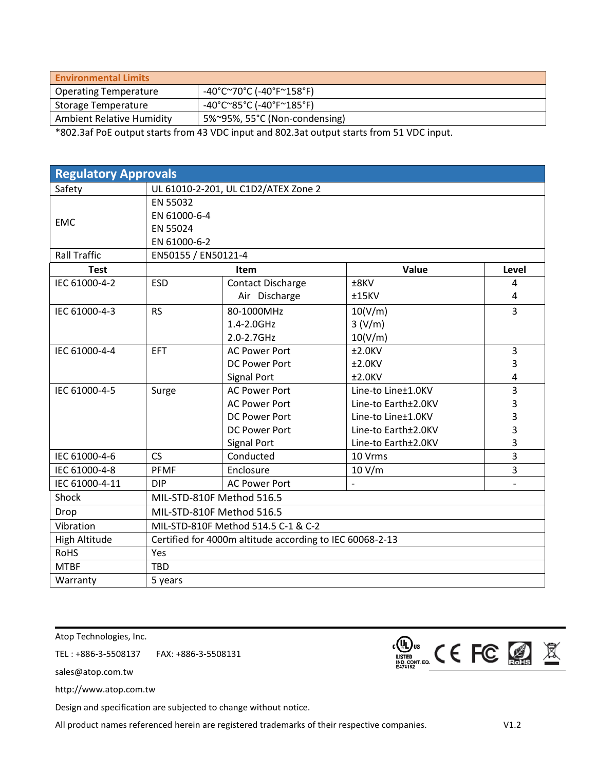| Environmental Limits | |
|---|---|
| Operating Temperature | -40°C~70°C (-40°F~158°F) |
| Storage Temperature | -40°C~85°C (-40°F~185°F) |
| Ambient Relative Humidity | 5%~95%, 55°C (Non-condensing) |

*802.3af PoE output starts from 43 VDC input and 802.3at output starts from 51 VDC input.

## Regulatory Approvals

| | | | | |
|---|---|---|---|---|
| Safety | UL 61010-2-201, UL C1D2/ATEX Zone 2 | | | |
| EMC | EN 55032<br>EN 61000-6-4<br>EN 55024<br>EN 61000-6-2 | | | |
| Rall Traffic | EN50155 / EN50121-4 | | | |
| **Test** | **Item** | | **Value** | **Level** |
| IEC 61000-4-2 | ESD | Contact Discharge<br>Air Discharge | ±8KV<br>±15KV | 4<br>4 |
| IEC 61000-4-3 | RS | 80-1000MHz<br>1.4-2.0GHz<br>2.0-2.7GHz | 10(V/m)<br>3 (V/m)<br>10(V/m) | 3 |
| IEC 61000-4-4 | EFT | AC Power Port<br>DC Power Port<br>Signal Port | ±2.0KV<br>±2.0KV<br>±2.0KV | 3<br>3<br>4 |
| IEC 61000-4-5 | Surge | AC Power Port<br>AC Power Port<br>DC Power Port<br>DC Power Port<br>Signal Port | Line-to Line±1.0KV<br>Line-to Earth±2.0KV<br>Line-to Line±1.0KV<br>Line-to Earth±2.0KV<br>Line-to Earth±2.0KV | 3<br>3<br>3<br>3<br>3 |
| IEC 61000-4-6 | CS | Conducted | 10 Vrms | 3 |
| IEC 61000-4-8 | PFMF | Enclosure | 10 V/m | 3 |
| IEC 61000-4-11 | DIP | AC Power Port | - | - |
| Shock | MIL-STD-810F Method 516.5 | | | |
| Drop | MIL-STD-810F Method 516.5 | | | |
| Vibration | MIL-STD-810F Method 514.5 C-1 & C-2 | | | |
| High Altitude | Certified for 4000m altitude according to IEC 60068-2-13 | | | |
| RoHS | Yes | | | |
| MTBF | TBD | | | |
| Warranty | 5 years | | | |

Atop Technologies, Inc.

TEL : +886-3-5508137 FAX: +886-3-5508131

sales@atop.com.tw

http://www.atop.com.tw

Design and specification are subjected to change without notice.

All product names referenced herein are registered trademarks of their respective companies. V1.2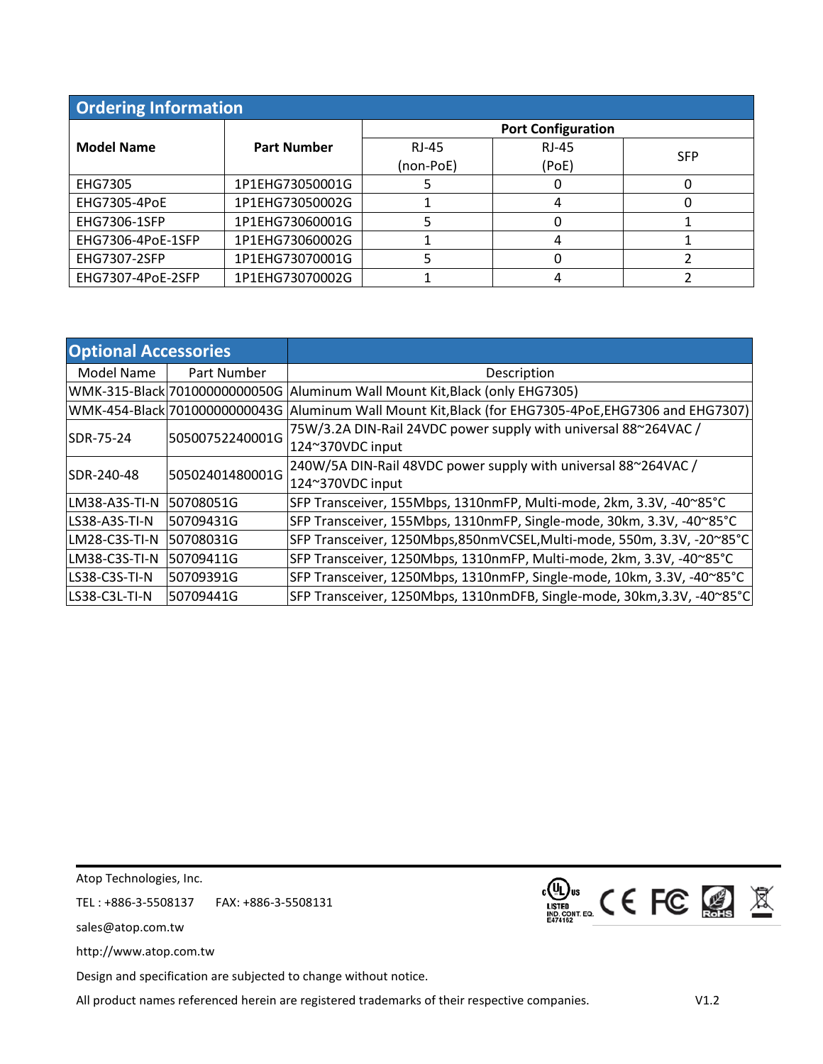## Ordering Information

| Model Name | Part Number | Port Configuration | | |
|---|---|---|---|---|
| | | RJ-45 (non-PoE) | RJ-45 (PoE) | SFP |
| EHG7305 | 1P1EHG73050001G | 5 | 0 | 0 |
| EHG7305-4PoE | 1P1EHG73050002G | 1 | 4 | 0 |
| EHG7306-1SFP | 1P1EHG73060001G | 5 | 0 | 1 |
| EHG7306-4PoE-1SFP | 1P1EHG73060002G | 1 | 4 | 1 |
| EHG7307-2SFP | 1P1EHG73070001G | 5 | 0 | 2 |
| EHG7307-4PoE-2SFP | 1P1EHG73070002G | 1 | 4 | 2 |

## Optional Accessories

| Model Name | Part Number | Description |
|---|---|---|
| WMK-315-Black | 70100000000050G | Aluminum Wall Mount Kit,Black (only EHG7305) |
| WMK-454-Black | 70100000000043G | Aluminum Wall Mount Kit,Black (for EHG7305-4PoE,EHG7306 and EHG7307) |
| SDR-75-24 | 50500752240001G | 75W/3.2A DIN-Rail 24VDC power supply with universal 88~264VAC / 124~370VDC input |
| SDR-240-48 | 50502401480001G | 240W/5A DIN-Rail 48VDC power supply with universal 88~264VAC / 124~370VDC input |
| LM38-A3S-TI-N | 50708051G | SFP Transceiver, 155Mbps, 1310nmFP, Multi-mode, 2km, 3.3V, -40~85°C |
| LS38-A3S-TI-N | 50709431G | SFP Transceiver, 155Mbps, 1310nmFP, Single-mode, 30km, 3.3V, -40~85°C |
| LM28-C3S-TI-N | 50708031G | SFP Transceiver, 1250Mbps,850nmVCSEL,Multi-mode, 550m, 3.3V, -20~85°C |
| LM38-C3S-TI-N | 50709411G | SFP Transceiver, 1250Mbps, 1310nmFP, Multi-mode, 2km, 3.3V, -40~85°C |
| LS38-C3S-TI-N | 50709391G | SFP Transceiver, 1250Mbps, 1310nmFP, Single-mode, 10km, 3.3V, -40~85°C |
| LS38-C3L-TI-N | 50709441G | SFP Transceiver, 1250Mbps, 1310nmDFB, Single-mode, 30km,3.3V, -40~85°C |

Atop Technologies, Inc.

TEL : +886-3-5508137 FAX: +886-3-5508131

sales@atop.com.tw

http://www.atop.com.tw

Design and specification are subjected to change without notice.

All product names referenced herein are registered trademarks of their respective companies. V1.2